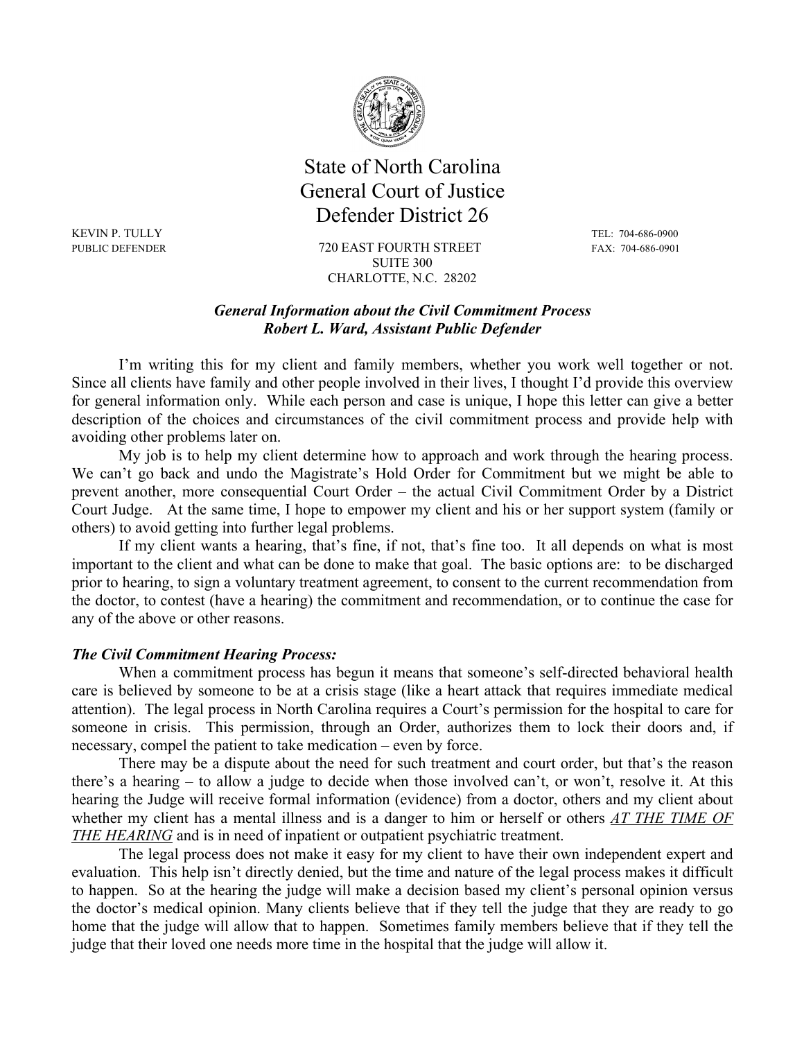# State of North Carolina
# General Court of Justice
# Defender District 26

KEVIN P. TULLY
PUBLIC DEFENDER

720 EAST FOURTH STREET
SUITE 300
CHARLOTTE, N.C. 28202

TEL: 704-686-0900
FAX: 704-686-0901

***General Information about the Civil Commitment Process***
***Robert L. Ward, Assistant Public Defender***

I'm writing this for my client and family members, whether you work well together or not. Since all clients have family and other people involved in their lives, I thought I'd provide this overview for general information only. While each person and case is unique, I hope this letter can give a better description of the choices and circumstances of the civil commitment process and provide help with avoiding other problems later on.

My job is to help my client determine how to approach and work through the hearing process. We can't go back and undo the Magistrate's Hold Order for Commitment but we might be able to prevent another, more consequential Court Order – the actual Civil Commitment Order by a District Court Judge. At the same time, I hope to empower my client and his or her support system (family or others) to avoid getting into further legal problems.

If my client wants a hearing, that's fine, if not, that's fine too. It all depends on what is most important to the client and what can be done to make that goal. The basic options are: to be discharged prior to hearing, to sign a voluntary treatment agreement, to consent to the current recommendation from the doctor, to contest (have a hearing) the commitment and recommendation, or to continue the case for any of the above or other reasons.

### *The Civil Commitment Hearing Process:*

When a commitment process has begun it means that someone's self-directed behavioral health care is believed by someone to be at a crisis stage (like a heart attack that requires immediate medical attention). The legal process in North Carolina requires a Court's permission for the hospital to care for someone in crisis. This permission, through an Order, authorizes them to lock their doors and, if necessary, compel the patient to take medication – even by force.

There may be a dispute about the need for such treatment and court order, but that's the reason there's a hearing – to allow a judge to decide when those involved can't, or won't, resolve it. At this hearing the Judge will receive formal information (evidence) from a doctor, others and my client about whether my client has a mental illness and is a danger to him or herself or others ***AT THE TIME OF THE HEARING*** and is in need of inpatient or outpatient psychiatric treatment.

The legal process does not make it easy for my client to have their own independent expert and evaluation. This help isn't directly denied, but the time and nature of the legal process makes it difficult to happen. So at the hearing the judge will make a decision based my client's personal opinion versus the doctor's medical opinion. Many clients believe that if they tell the judge that they are ready to go home that the judge will allow that to happen. Sometimes family members believe that if they tell the judge that their loved one needs more time in the hospital that the judge will allow it.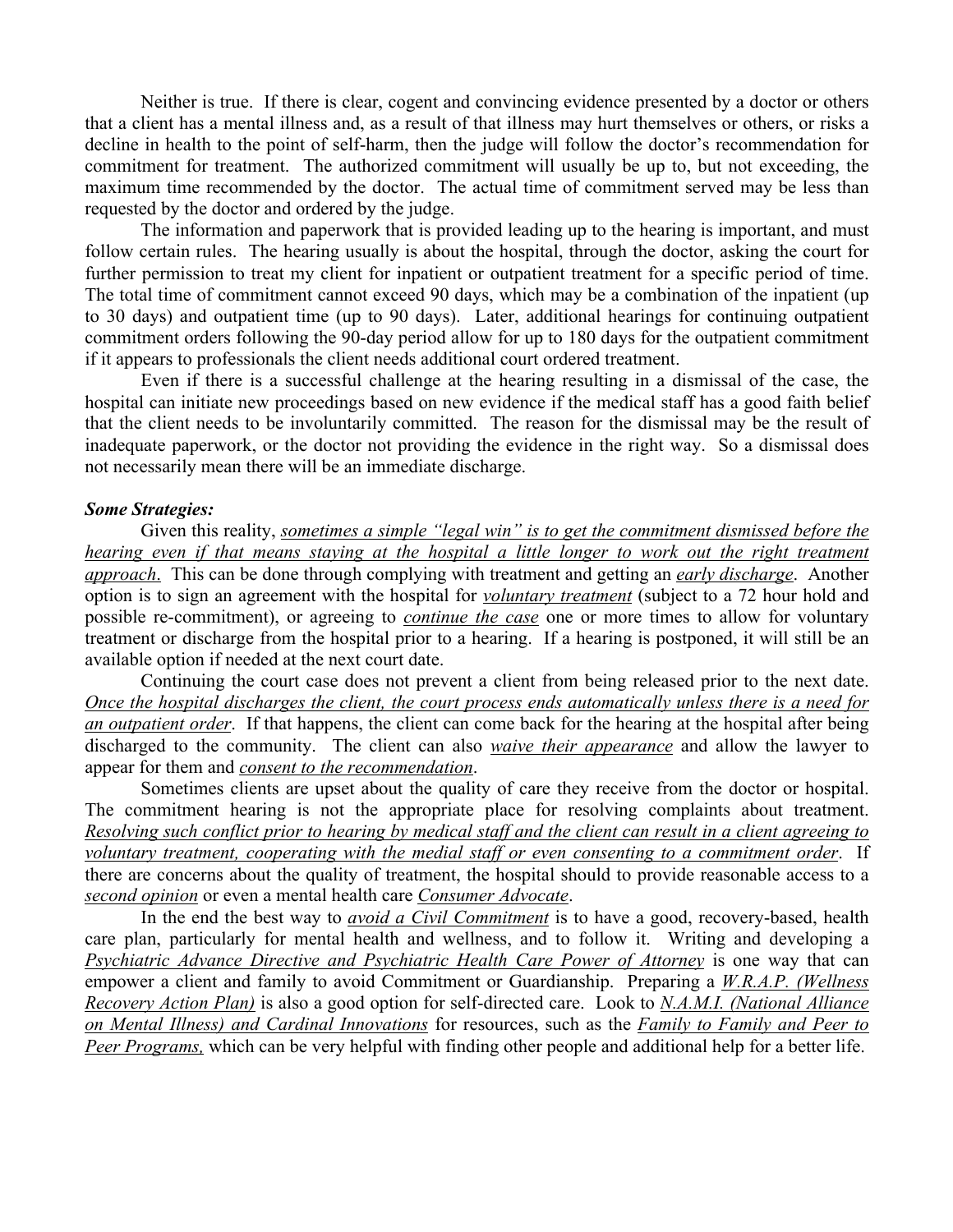Neither is true. If there is clear, cogent and convincing evidence presented by a doctor or others that a client has a mental illness and, as a result of that illness may hurt themselves or others, or risks a decline in health to the point of self-harm, then the judge will follow the doctor's recommendation for commitment for treatment. The authorized commitment will usually be up to, but not exceeding, the maximum time recommended by the doctor. The actual time of commitment served may be less than requested by the doctor and ordered by the judge.

The information and paperwork that is provided leading up to the hearing is important, and must follow certain rules. The hearing usually is about the hospital, through the doctor, asking the court for further permission to treat my client for inpatient or outpatient treatment for a specific period of time. The total time of commitment cannot exceed 90 days, which may be a combination of the inpatient (up to 30 days) and outpatient time (up to 90 days). Later, additional hearings for continuing outpatient commitment orders following the 90-day period allow for up to 180 days for the outpatient commitment if it appears to professionals the client needs additional court ordered treatment.

Even if there is a successful challenge at the hearing resulting in a dismissal of the case, the hospital can initiate new proceedings based on new evidence if the medical staff has a good faith belief that the client needs to be involuntarily committed. The reason for the dismissal may be the result of inadequate paperwork, or the doctor not providing the evidence in the right way. So a dismissal does not necessarily mean there will be an immediate discharge.

***Some Strategies:***

Given this reality, *sometimes a simple "legal win" is to get the commitment dismissed before the hearing even if that means staying at the hospital a little longer to work out the right treatment approach*. This can be done through complying with treatment and getting an *early discharge*. Another option is to sign an agreement with the hospital for *voluntary treatment* (subject to a 72 hour hold and possible re-commitment), or agreeing to *continue the case* one or more times to allow for voluntary treatment or discharge from the hospital prior to a hearing. If a hearing is postponed, it will still be an available option if needed at the next court date.

Continuing the court case does not prevent a client from being released prior to the next date. *Once the hospital discharges the client, the court process ends automatically unless there is a need for an outpatient order*. If that happens, the client can come back for the hearing at the hospital after being discharged to the community. The client can also *waive their appearance* and allow the lawyer to appear for them and *consent to the recommendation*.

Sometimes clients are upset about the quality of care they receive from the doctor or hospital. The commitment hearing is not the appropriate place for resolving complaints about treatment. *Resolving such conflict prior to hearing by medical staff and the client can result in a client agreeing to voluntary treatment, cooperating with the medial staff or even consenting to a commitment order*. If there are concerns about the quality of treatment, the hospital should to provide reasonable access to a *second opinion* or even a mental health care *Consumer Advocate*.

In the end the best way to *avoid a Civil Commitment* is to have a good, recovery-based, health care plan, particularly for mental health and wellness, and to follow it. Writing and developing a *Psychiatric Advance Directive and Psychiatric Health Care Power of Attorney* is one way that can empower a client and family to avoid Commitment or Guardianship. Preparing a *W.R.A.P. (Wellness Recovery Action Plan)* is also a good option for self-directed care. Look to *N.A.M.I. (National Alliance on Mental Illness) and Cardinal Innovations* for resources, such as the *Family to Family and Peer to Peer Programs,* which can be very helpful with finding other people and additional help for a better life.